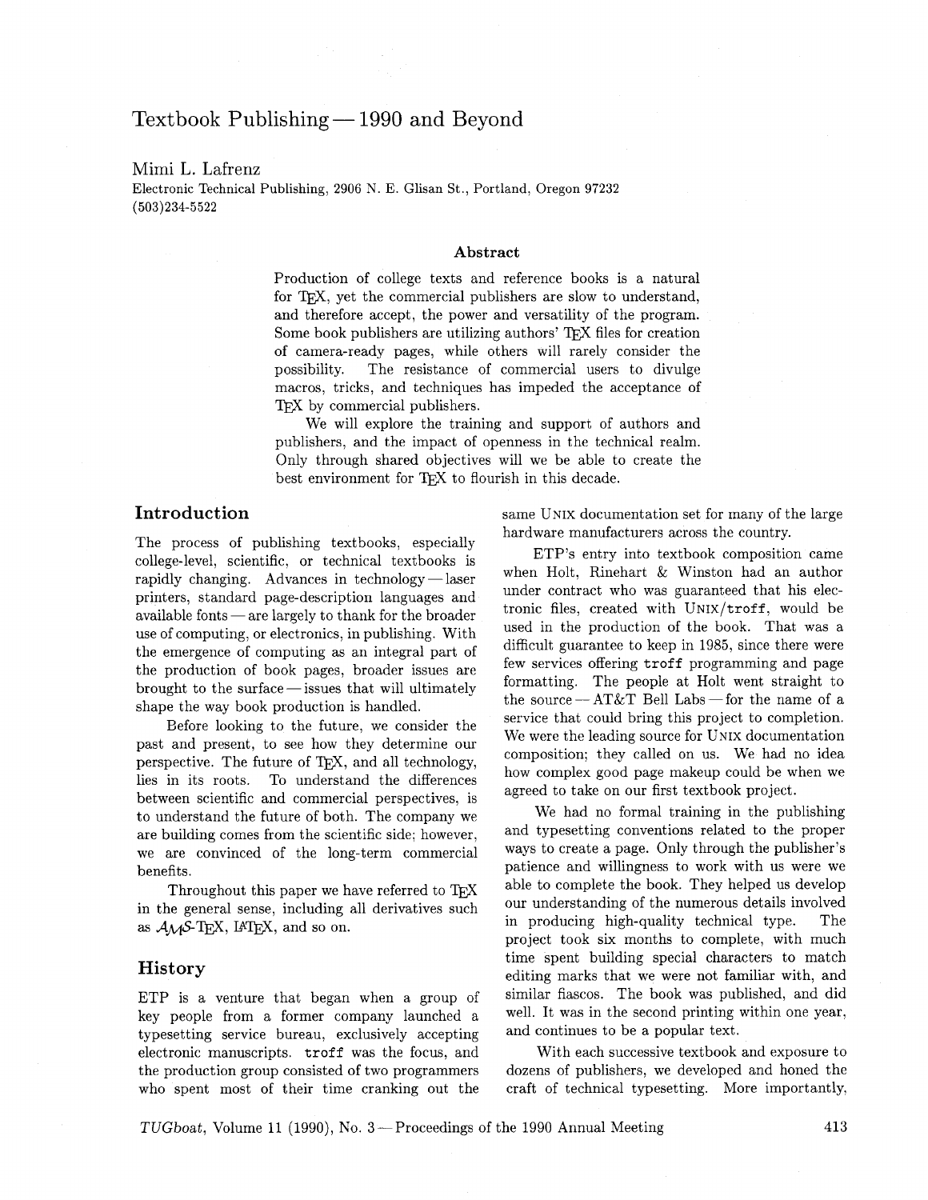# Textbook Publishing — 1990 and Beyond

Mimi L. Lafrenz

Electronic Technical Publishing, 2906 N. E. Glisan St., Portland, Oregon 97232
(503)234-5522

### Abstract

Production of college texts and reference books is a natural for TeX, yet the commercial publishers are slow to understand, and therefore accept, the power and versatility of the program. Some book publishers are utilizing authors' TeX files for creation of camera-ready pages, while others will rarely consider the possibility. The resistance of commercial users to divulge macros, tricks, and techniques has impeded the acceptance of TeX by commercial publishers.

We will explore the training and support of authors and publishers, and the impact of openness in the technical realm. Only through shared objectives will we be able to create the best environment for TeX to flourish in this decade.

## Introduction

The process of publishing textbooks, especially college-level, scientific, or technical textbooks is rapidly changing. Advances in technology — laser printers, standard page-description languages and available fonts — are largely to thank for the broader use of computing, or electronics, in publishing. With the emergence of computing as an integral part of the production of book pages, broader issues are brought to the surface — issues that will ultimately shape the way book production is handled.

Before looking to the future, we consider the past and present, to see how they determine our perspective. The future of TeX, and all technology, lies in its roots. To understand the differences between scientific and commercial perspectives, is to understand the future of both. The company we are building comes from the scientific side; however, we are convinced of the long-term commercial benefits.

Throughout this paper we have referred to TeX in the general sense, including all derivatives such as AMS-TeX, LaTeX, and so on.

## History

ETP is a venture that began when a group of key people from a former company launched a typesetting service bureau, exclusively accepting electronic manuscripts. `troff` was the focus, and the production group consisted of two programmers who spent most of their time cranking out the same UNIX documentation set for many of the large hardware manufacturers across the country.

ETP's entry into textbook composition came when Holt, Rinehart & Winston had an author under contract who was guaranteed that his electronic files, created with UNIX/`troff`, would be used in the production of the book. That was a difficult guarantee to keep in 1985, since there were few services offering `troff` programming and page formatting. The people at Holt went straight to the source — AT&T Bell Labs — for the name of a service that could bring this project to completion. We were the leading source for UNIX documentation composition; they called on us. We had no idea how complex good page makeup could be when we agreed to take on our first textbook project.

We had no formal training in the publishing and typesetting conventions related to the proper ways to create a page. Only through the publisher's patience and willingness to work with us were we able to complete the book. They helped us develop our understanding of the numerous details involved in producing high-quality technical type. The project took six months to complete, with much time spent building special characters to match editing marks that we were not familiar with, and similar fiascos. The book was published, and did well. It was in the second printing within one year, and continues to be a popular text.

With each successive textbook and exposure to dozens of publishers, we developed and honed the craft of technical typesetting. More importantly,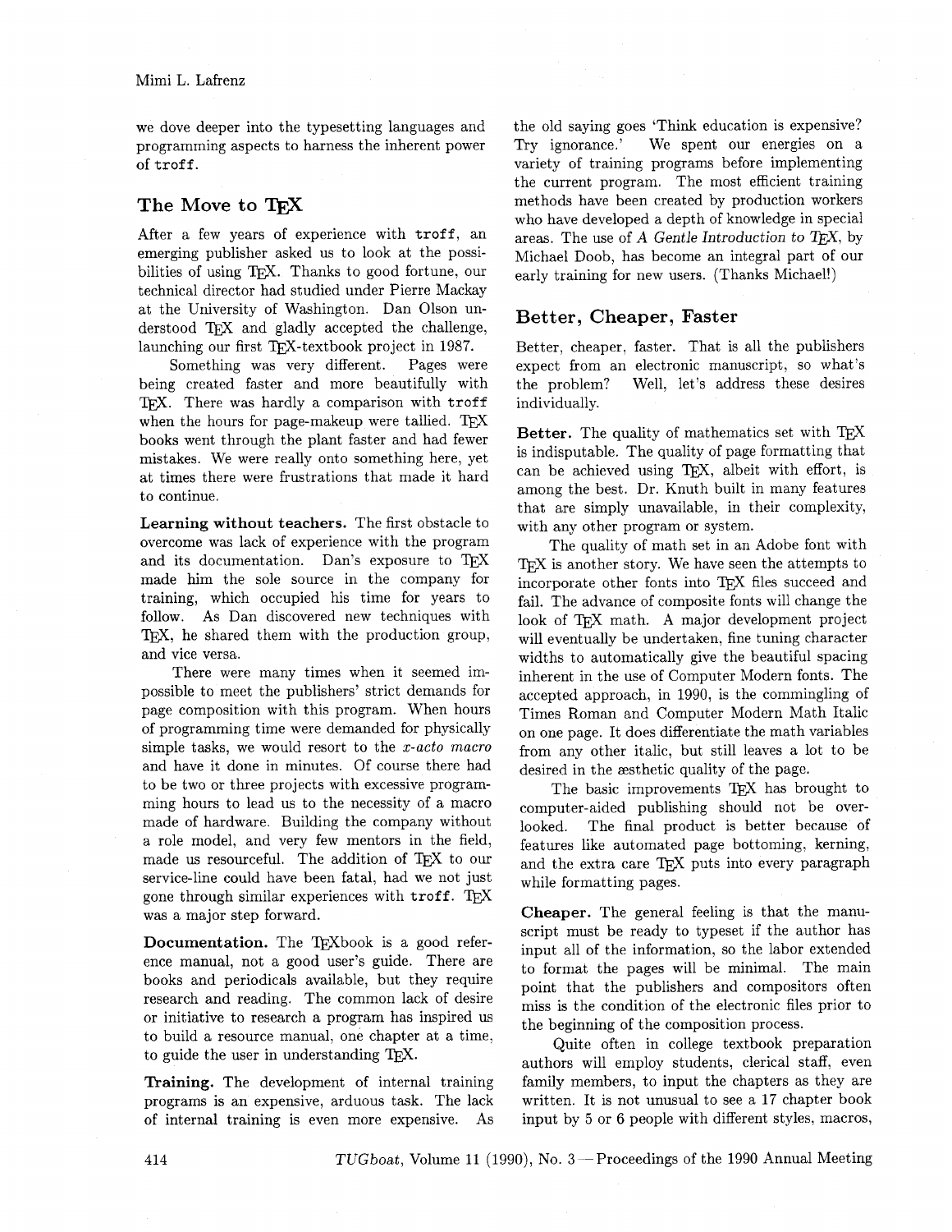we dove deeper into the typesetting languages and programming aspects to harness the inherent power of `troff`.

## The Move to TeX

After a few years of experience with `troff`, an emerging publisher asked us to look at the possibilities of using TeX. Thanks to good fortune, our technical director had studied under Pierre Mackay at the University of Washington. Dan Olson understood TeX and gladly accepted the challenge, launching our first TeX-textbook project in 1987.

Something was very different. Pages were being created faster and more beautifully with TeX. There was hardly a comparison with `troff` when the hours for page-makeup were tallied. TeX books went through the plant faster and had fewer mistakes. We were really onto something here, yet at times there were frustrations that made it hard to continue.

**Learning without teachers.** The first obstacle to overcome was lack of experience with the program and its documentation. Dan's exposure to TeX made him the sole source in the company for training, which occupied his time for years to follow. As Dan discovered new techniques with TeX, he shared them with the production group, and vice versa.

There were many times when it seemed impossible to meet the publishers' strict demands for page composition with this program. When hours of programming time were demanded for physically simple tasks, we would resort to the *x-acto macro* and have it done in minutes. Of course there had to be two or three projects with excessive programming hours to lead us to the necessity of a macro made of hardware. Building the company without a role model, and very few mentors in the field, made us resourceful. The addition of TeX to our service-line could have been fatal, had we not just gone through similar experiences with `troff`. TeX was a major step forward.

**Documentation.** The TeXbook is a good reference manual, not a good user's guide. There are books and periodicals available, but they require research and reading. The common lack of desire or initiative to research a program has inspired us to build a resource manual, one chapter at a time, to guide the user in understanding TeX.

**Training.** The development of internal training programs is an expensive, arduous task. The lack of internal training is even more expensive. As the old saying goes 'Think education is expensive? Try ignorance.' We spent our energies on a variety of training programs before implementing the current program. The most efficient training methods have been created by production workers who have developed a depth of knowledge in special areas. The use of *A Gentle Introduction to TeX*, by Michael Doob, has become an integral part of our early training for new users. (Thanks Michael!)

## Better, Cheaper, Faster

Better, cheaper, faster. That is all the publishers expect from an electronic manuscript, so what's the problem? Well, let's address these desires individually.

**Better.** The quality of mathematics set with TeX is indisputable. The quality of page formatting that can be achieved using TeX, albeit with effort, is among the best. Dr. Knuth built in many features that are simply unavailable, in their complexity, with any other program or system.

The quality of math set in an Adobe font with TeX is another story. We have seen the attempts to incorporate other fonts into TeX files succeed and fail. The advance of composite fonts will change the look of TeX math. A major development project will eventually be undertaken, fine tuning character widths to automatically give the beautiful spacing inherent in the use of Computer Modern fonts. The accepted approach, in 1990, is the commingling of Times Roman and Computer Modern Math Italic on one page. It does differentiate the math variables from any other italic, but still leaves a lot to be desired in the æsthetic quality of the page.

The basic improvements TeX has brought to computer-aided publishing should not be overlooked. The final product is better because of features like automated page bottoming, kerning, and the extra care TeX puts into every paragraph while formatting pages.

**Cheaper.** The general feeling is that the manuscript must be ready to typeset if the author has input all of the information, so the labor extended to format the pages will be minimal. The main point that the publishers and compositors often miss is the condition of the electronic files prior to the beginning of the composition process.

Quite often in college textbook preparation authors will employ students, clerical staff, even family members, to input the chapters as they are written. It is not unusual to see a 17 chapter book input by 5 or 6 people with different styles, macros,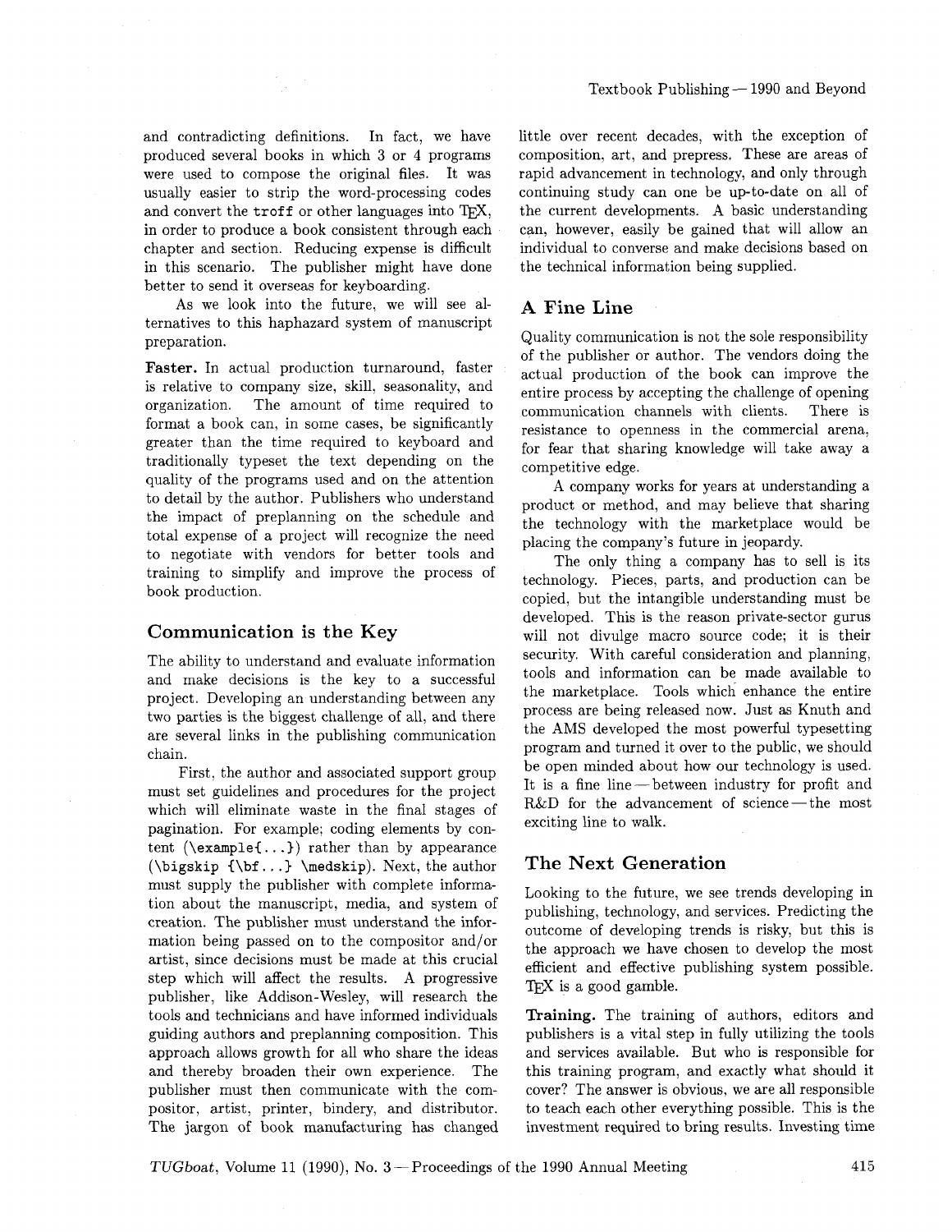and contradicting definitions. In fact, we have produced several books in which 3 or 4 programs were used to compose the original files. It was usually easier to strip the word-processing codes and convert the `troff` or other languages into TeX, in order to produce a book consistent through each chapter and section. Reducing expense is difficult in this scenario. The publisher might have done better to send it overseas for keyboarding.

As we look into the future, we will see alternatives to this haphazard system of manuscript preparation.

**Faster.** In actual production turnaround, faster is relative to company size, skill, seasonality, and organization. The amount of time required to format a book can, in some cases, be significantly greater than the time required to keyboard and traditionally typeset the text depending on the quality of the programs used and on the attention to detail by the author. Publishers who understand the impact of preplanning on the schedule and total expense of a project will recognize the need to negotiate with vendors for better tools and training to simplify and improve the process of book production.

## Communication is the Key

The ability to understand and evaluate information and make decisions is the key to a successful project. Developing an understanding between any two parties is the biggest challenge of all, and there are several links in the publishing communication chain.

First, the author and associated support group must set guidelines and procedures for the project which will eliminate waste in the final stages of pagination. For example; coding elements by content (`\example{...}`) rather than by appearance (`\bigskip {\bf...} \medskip`). Next, the author must supply the publisher with complete information about the manuscript, media, and system of creation. The publisher must understand the information being passed on to the compositor and/or artist, since decisions must be made at this crucial step which will affect the results. A progressive publisher, like Addison-Wesley, will research the tools and technicians and have informed individuals guiding authors and preplanning composition. This approach allows growth for all who share the ideas and thereby broaden their own experience. The publisher must then communicate with the compositor, artist, printer, bindery, and distributor. The jargon of book manufacturing has changed little over recent decades, with the exception of composition, art, and prepress. These are areas of rapid advancement in technology, and only through continuing study can one be up-to-date on all of the current developments. A basic understanding can, however, easily be gained that will allow an individual to converse and make decisions based on the technical information being supplied.

## A Fine Line

Quality communication is not the sole responsibility of the publisher or author. The vendors doing the actual production of the book can improve the entire process by accepting the challenge of opening communication channels with clients. There is resistance to openness in the commercial arena, for fear that sharing knowledge will take away a competitive edge.

A company works for years at understanding a product or method, and may believe that sharing the technology with the marketplace would be placing the company's future in jeopardy.

The only thing a company has to sell is its technology. Pieces, parts, and production can be copied, but the intangible understanding must be developed. This is the reason private-sector gurus will not divulge macro source code; it is their security. With careful consideration and planning, tools and information can be made available to the marketplace. Tools which enhance the entire process are being released now. Just as Knuth and the AMS developed the most powerful typesetting program and turned it over to the public, we should be open minded about how our technology is used. It is a fine line — between industry for profit and R&D for the advancement of science — the most exciting line to walk.

## The Next Generation

Looking to the future, we see trends developing in publishing, technology, and services. Predicting the outcome of developing trends is risky, but this is the approach we have chosen to develop the most efficient and effective publishing system possible. TeX is a good gamble.

**Training.** The training of authors, editors and publishers is a vital step in fully utilizing the tools and services available. But who is responsible for this training program, and exactly what should it cover? The answer is obvious, we are all responsible to teach each other everything possible. This is the investment required to bring results. Investing time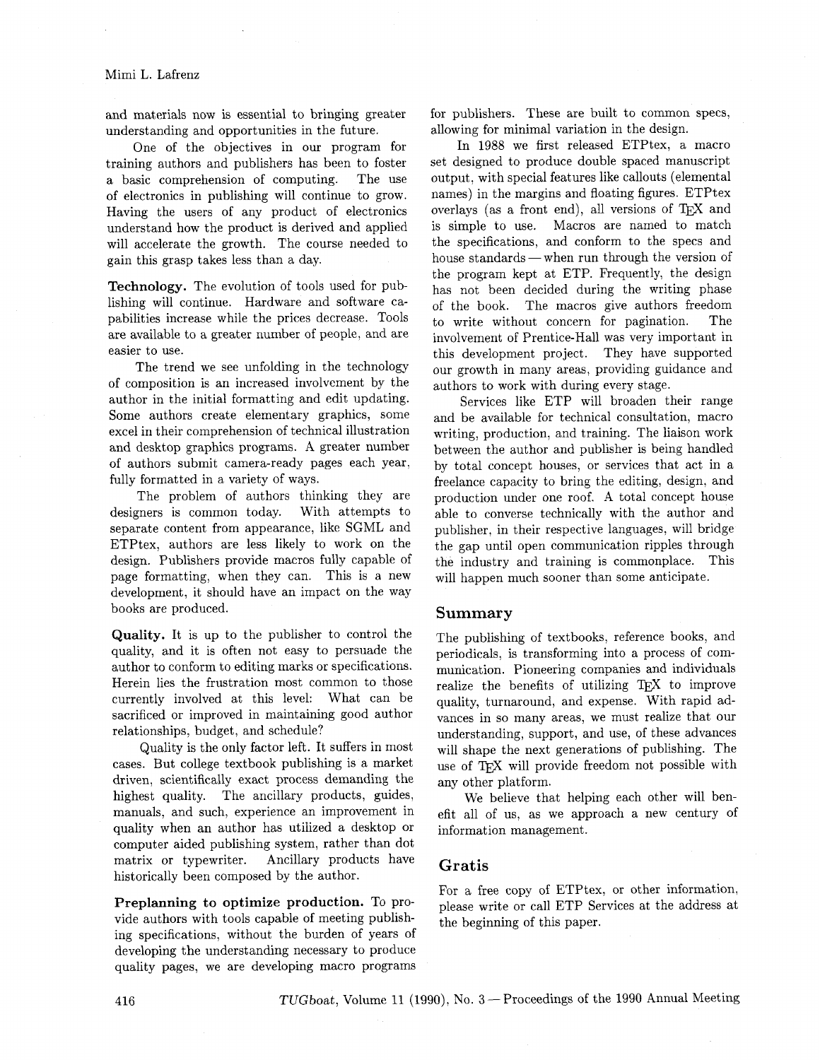and materials now is essential to bringing greater understanding and opportunities in the future.

One of the objectives in our program for training authors and publishers has been to foster a basic comprehension of computing. The use of electronics in publishing will continue to grow. Having the users of any product of electronics understand how the product is derived and applied will accelerate the growth. The course needed to gain this grasp takes less than a day.

**Technology.** The evolution of tools used for publishing will continue. Hardware and software capabilities increase while the prices decrease. Tools are available to a greater number of people, and are easier to use.

The trend we see unfolding in the technology of composition is an increased involvement by the author in the initial formatting and edit updating. Some authors create elementary graphics, some excel in their comprehension of technical illustration and desktop graphics programs. A greater number of authors submit camera-ready pages each year, fully formatted in a variety of ways.

The problem of authors thinking they are designers is common today. With attempts to separate content from appearance, like SGML and ETPtex, authors are less likely to work on the design. Publishers provide macros fully capable of page formatting, when they can. This is a new development, it should have an impact on the way books are produced.

**Quality.** It is up to the publisher to control the quality, and it is often not easy to persuade the author to conform to editing marks or specifications. Herein lies the frustration most common to those currently involved at this level: What can be sacrificed or improved in maintaining good author relationships, budget, and schedule?

Quality is the only factor left. It suffers in most cases. But college textbook publishing is a market driven, scientifically exact process demanding the highest quality. The ancillary products, guides, manuals, and such, experience an improvement in quality when an author has utilized a desktop or computer aided publishing system, rather than dot matrix or typewriter. Ancillary products have historically been composed by the author.

**Preplanning to optimize production.** To provide authors with tools capable of meeting publishing specifications, without the burden of years of developing the understanding necessary to produce quality pages, we are developing macro programs for publishers. These are built to common specs, allowing for minimal variation in the design.

In 1988 we first released ETPtex, a macro set designed to produce double spaced manuscript output, with special features like callouts (elemental names) in the margins and floating figures. ETPtex overlays (as a front end), all versions of TeX and is simple to use. Macros are named to match the specifications, and conform to the specs and house standards — when run through the version of the program kept at ETP. Frequently, the design has not been decided during the writing phase of the book. The macros give authors freedom to write without concern for pagination. The involvement of Prentice-Hall was very important in this development project. They have supported our growth in many areas, providing guidance and authors to work with during every stage.

Services like ETP will broaden their range and be available for technical consultation, macro writing, production, and training. The liaison work between the author and publisher is being handled by total concept houses, or services that act in a freelance capacity to bring the editing, design, and production under one roof. A total concept house able to converse technically with the author and publisher, in their respective languages, will bridge the gap until open communication ripples through the industry and training is commonplace. This will happen much sooner than some anticipate.

## Summary

The publishing of textbooks, reference books, and periodicals, is transforming into a process of communication. Pioneering companies and individuals realize the benefits of utilizing TeX to improve quality, turnaround, and expense. With rapid advances in so many areas, we must realize that our understanding, support, and use, of these advances will shape the next generations of publishing. The use of TeX will provide freedom not possible with any other platform.

We believe that helping each other will benefit all of us, as we approach a new century of information management.

## Gratis

For a free copy of ETPtex, or other information, please write or call ETP Services at the address at the beginning of this paper.